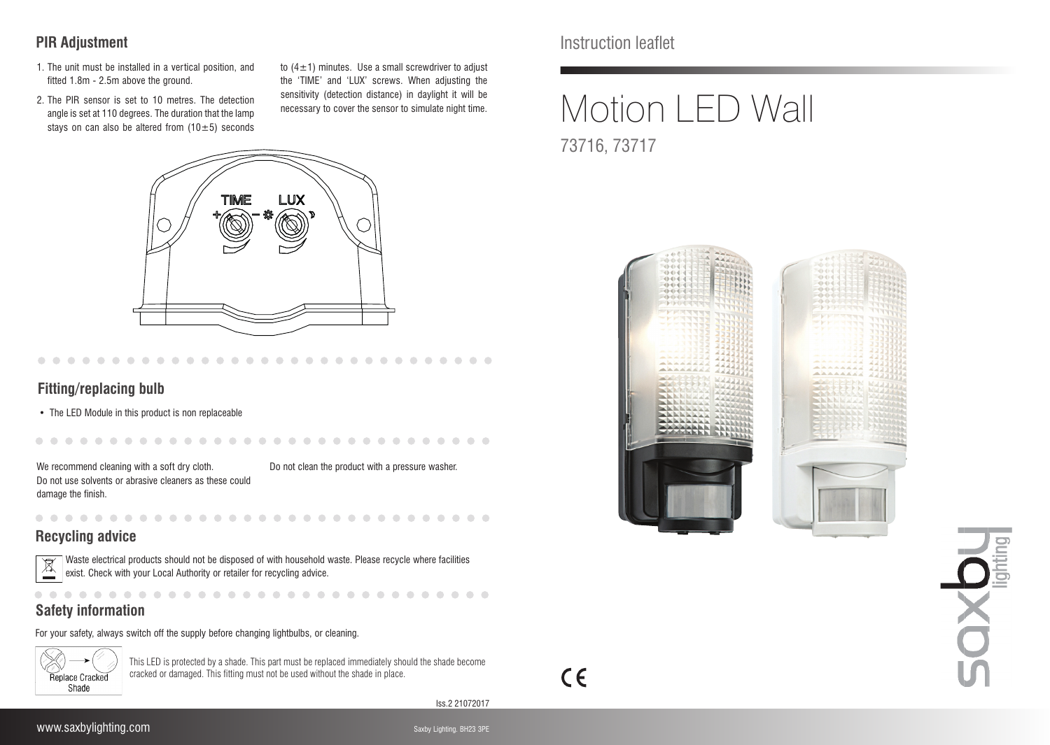# Instruction leaflet

# Motion LED Wall

73716, 73717

## PIR Adjustment

1. The unit must be installed in a vertical position, and fitted 1.8m - 2.5m above the ground.
2. The PIR sensor is set to 10 metres. The detection angle is set at 110 degrees. The duration that the lamp stays on can also be altered from $(10\pm5)$ seconds to $(4\pm1)$ minutes. Use a small screwdriver to adjust the 'TIME' and 'LUX' screws. When adjusting the sensitivity (detection distance) in daylight it will be necessary to cover the sensor to simulate night time.

TIME LUX

## Fitting/replacing bulb

- The LED Module in this product is non replaceable

We recommend cleaning with a soft dry cloth. Do not use solvents or abrasive cleaners as these could damage the finish.

Do not clean the product with a pressure washer.

## Recycling advice

Waste electrical products should not be disposed of with household waste. Please recycle where facilities exist. Check with your Local Authority or retailer for recycling advice.

## Safety information

For your safety, always switch off the supply before changing lightbulbs, or cleaning.

Replace Cracked Shade

This LED is protected by a shade. This part must be replaced immediately should the shade become cracked or damaged. This fitting must not be used without the shade in place.

Iss.2 21072017

www.saxbylighting.com

Saxby Lighting. BH23 3PE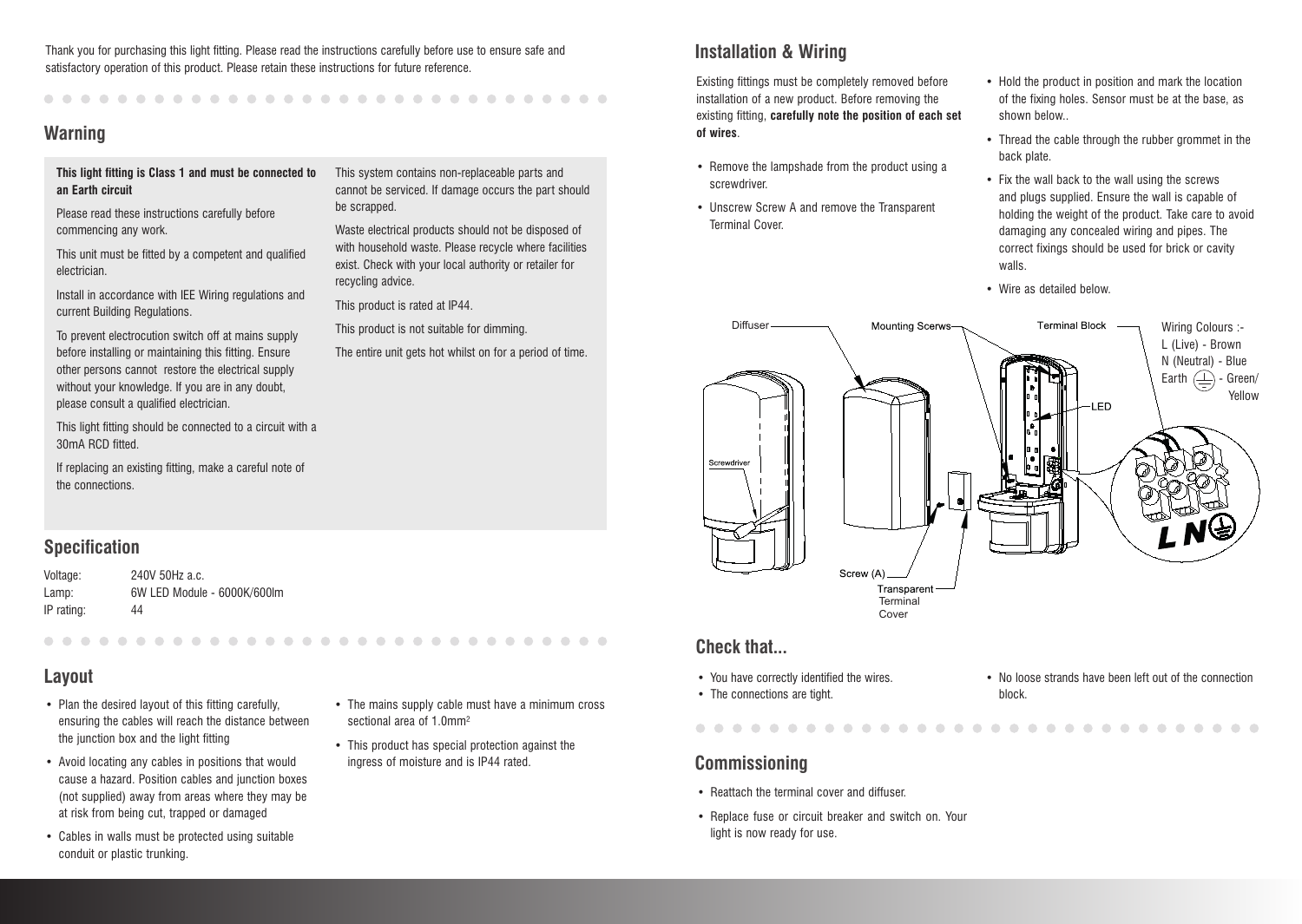Thank you for purchasing this light fitting. Please read the instructions carefully before use to ensure safe and satisfactory operation of this product. Please retain these instructions for future reference.

## Warning

**This light fitting is Class 1 and must be connected to an Earth circuit**

Please read these instructions carefully before commencing any work.

This unit must be fitted by a competent and qualified electrician.

Install in accordance with IEE Wiring regulations and current Building Regulations.

To prevent electrocution switch off at mains supply before installing or maintaining this fitting. Ensure other persons cannot restore the electrical supply without your knowledge. If you are in any doubt, please consult a qualified electrician.

This light fitting should be connected to a circuit with a 30mA RCD fitted.

If replacing an existing fitting, make a careful note of the connections.

This system contains non-replaceable parts and cannot be serviced. If damage occurs the part should be scrapped.

Waste electrical products should not be disposed of with household waste. Please recycle where facilities exist. Check with your local authority or retailer for recycling advice.

This product is rated at IP44.

This product is not suitable for dimming.

The entire unit gets hot whilst on for a period of time.

## Specification

| | |
|---|---|
| Voltage: | 240V 50Hz a.c. |
| Lamp: | 6W LED Module - 6000K/600lm |
| IP rating: | 44 |

## Layout

- Plan the desired layout of this fitting carefully, ensuring the cables will reach the distance between the junction box and the light fitting
- Avoid locating any cables in positions that would cause a hazard. Position cables and junction boxes (not supplied) away from areas where they may be at risk from being cut, trapped or damaged
- Cables in walls must be protected using suitable conduit or plastic trunking.
- The mains supply cable must have a minimum cross sectional area of 1.0mm$^2$
- This product has special protection against the ingress of moisture and is IP44 rated.

## Installation & Wiring

Existing fittings must be completely removed before installation of a new product. Before removing the existing fitting, **carefully note the position of each set of wires**.

- Remove the lampshade from the product using a screwdriver.
- Unscrew Screw A and remove the Transparent Terminal Cover.
- Hold the product in position and mark the location of the fixing holes. Sensor must be at the base, as shown below..
- Thread the cable through the rubber grommet in the back plate.
- Fix the wall back to the wall using the screws and plugs supplied. Ensure the wall is capable of holding the weight of the product. Take care to avoid damaging any concealed wiring and pipes. The correct fixings should be used for brick or cavity walls.
- Wire as detailed below.

Diffuser
Mounting Scerws
Terminal Block
Wiring Colours :-
L (Live) - Brown
N (Neutral) - Blue
Earth ⏚ - Green/Yellow
LED
Screwdriver
Screw (A)
Transparent Terminal Cover
L N ⏚

## Check that...

- You have correctly identified the wires.
- The connections are tight.
- No loose strands have been left out of the connection block.

## Commissioning

- Reattach the terminal cover and diffuser.
- Replace fuse or circuit breaker and switch on. Your light is now ready for use.